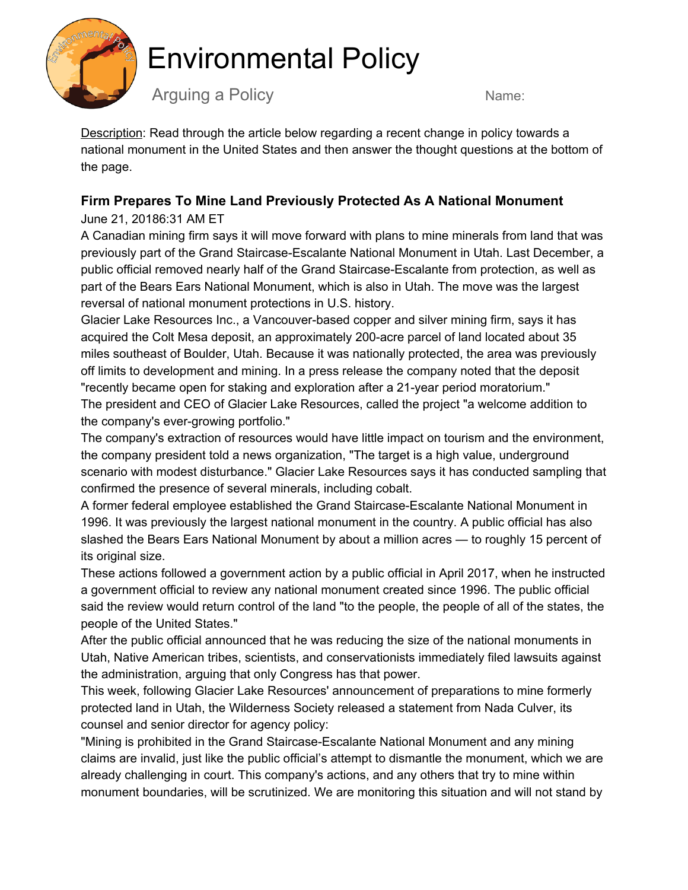# Environmental Policy

## Arguing a Policy

Name:

Description: Read through the article below regarding a recent change in policy towards a national monument in the United States and then answer the thought questions at the bottom of the page.

### Firm Prepares To Mine Land Previously Protected As A National Monument

June 21, 20186:31 AM ET

A Canadian mining firm says it will move forward with plans to mine minerals from land that was previously part of the Grand Staircase-Escalante National Monument in Utah. Last December, a public official removed nearly half of the Grand Staircase-Escalante from protection, as well as part of the Bears Ears National Monument, which is also in Utah. The move was the largest reversal of national monument protections in U.S. history.

Glacier Lake Resources Inc., a Vancouver-based copper and silver mining firm, says it has acquired the Colt Mesa deposit, an approximately 200-acre parcel of land located about 35 miles southeast of Boulder, Utah. Because it was nationally protected, the area was previously off limits to development and mining. In a press release the company noted that the deposit "recently became open for staking and exploration after a 21-year period moratorium."

The president and CEO of Glacier Lake Resources, called the project "a welcome addition to the company's ever-growing portfolio."

The company's extraction of resources would have little impact on tourism and the environment, the company president told a news organization, "The target is a high value, underground scenario with modest disturbance." Glacier Lake Resources says it has conducted sampling that confirmed the presence of several minerals, including cobalt.

A former federal employee established the Grand Staircase-Escalante National Monument in 1996. It was previously the largest national monument in the country. A public official has also slashed the Bears Ears National Monument by about a million acres — to roughly 15 percent of its original size.

These actions followed a government action by a public official in April 2017, when he instructed a government official to review any national monument created since 1996. The public official said the review would return control of the land "to the people, the people of all of the states, the people of the United States."

After the public official announced that he was reducing the size of the national monuments in Utah, Native American tribes, scientists, and conservationists immediately filed lawsuits against the administration, arguing that only Congress has that power.

This week, following Glacier Lake Resources' announcement of preparations to mine formerly protected land in Utah, the Wilderness Society released a statement from Nada Culver, its counsel and senior director for agency policy:

"Mining is prohibited in the Grand Staircase-Escalante National Monument and any mining claims are invalid, just like the public official's attempt to dismantle the monument, which we are already challenging in court. This company's actions, and any others that try to mine within monument boundaries, will be scrutinized. We are monitoring this situation and will not stand by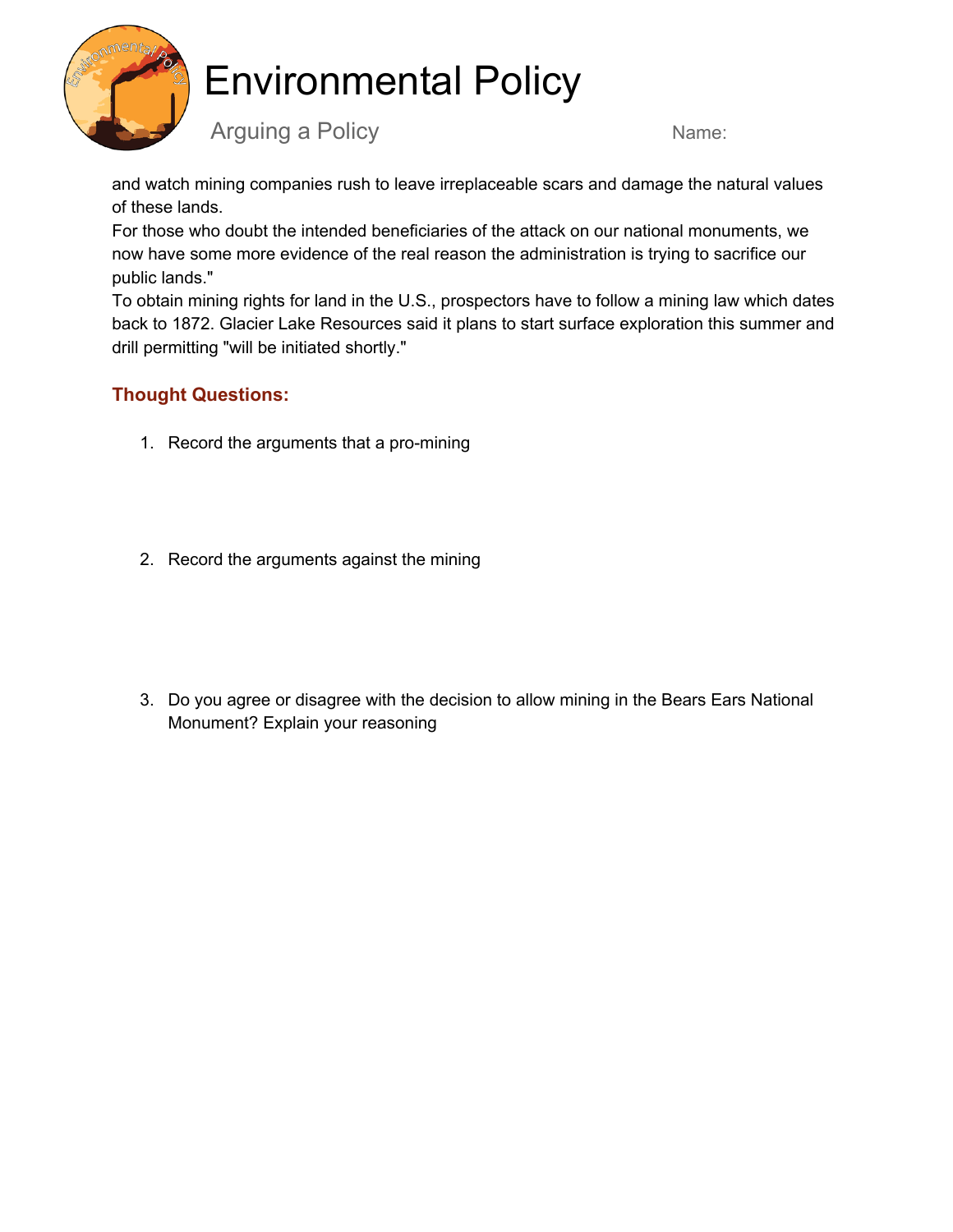and watch mining companies rush to leave irreplaceable scars and damage the natural values of these lands.

For those who doubt the intended beneficiaries of the attack on our national monuments, we now have some more evidence of the real reason the administration is trying to sacrifice our public lands."

To obtain mining rights for land in the U.S., prospectors have to follow a mining law which dates back to 1872. Glacier Lake Resources said it plans to start surface exploration this summer and drill permitting "will be initiated shortly."

### Thought Questions:

1. Record the arguments that a pro-mining

2. Record the arguments against the mining

3. Do you agree or disagree with the decision to allow mining in the Bears Ears National Monument? Explain your reasoning